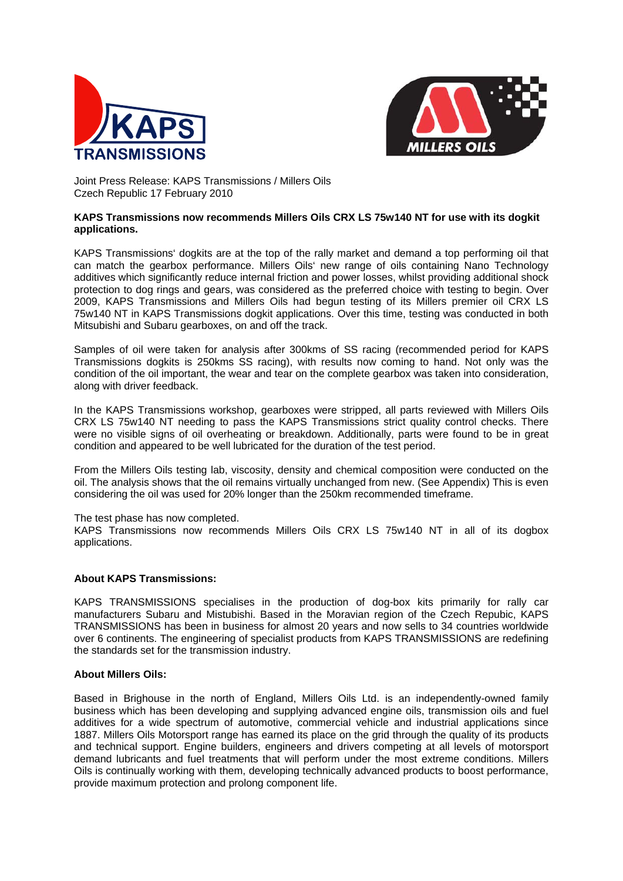Joint Press Release: KAPS Transmissions / Millers Oils
Czech Republic 17 February 2010

**KAPS Transmissions now recommends Millers Oils CRX LS 75w140 NT for use with its dogkit applications.**

KAPS Transmissions' dogkits are at the top of the rally market and demand a top performing oil that can match the gearbox performance. Millers Oils' new range of oils containing Nano Technology additives which significantly reduce internal friction and power losses, whilst providing additional shock protection to dog rings and gears, was considered as the preferred choice with testing to begin. Over 2009, KAPS Transmissions and Millers Oils had begun testing of its Millers premier oil CRX LS 75w140 NT in KAPS Transmissions dogkit applications. Over this time, testing was conducted in both Mitsubishi and Subaru gearboxes, on and off the track.

Samples of oil were taken for analysis after 300kms of SS racing (recommended period for KAPS Transmissions dogkits is 250kms SS racing), with results now coming to hand. Not only was the condition of the oil important, the wear and tear on the complete gearbox was taken into consideration, along with driver feedback.

In the KAPS Transmissions workshop, gearboxes were stripped, all parts reviewed with Millers Oils CRX LS 75w140 NT needing to pass the KAPS Transmissions strict quality control checks. There were no visible signs of oil overheating or breakdown. Additionally, parts were found to be in great condition and appeared to be well lubricated for the duration of the test period.

From the Millers Oils testing lab, viscosity, density and chemical composition were conducted on the oil. The analysis shows that the oil remains virtually unchanged from new. (See Appendix) This is even considering the oil was used for 20% longer than the 250km recommended timeframe.

The test phase has now completed.
KAPS Transmissions now recommends Millers Oils CRX LS 75w140 NT in all of its dogbox applications.

**About KAPS Transmissions:**

KAPS TRANSMISSIONS specialises in the production of dog-box kits primarily for rally car manufacturers Subaru and Mistubishi. Based in the Moravian region of the Czech Repubic, KAPS TRANSMISSIONS has been in business for almost 20 years and now sells to 34 countries worldwide over 6 continents. The engineering of specialist products from KAPS TRANSMISSIONS are redefining the standards set for the transmission industry.

**About Millers Oils:**

Based in Brighouse in the north of England, Millers Oils Ltd. is an independently-owned family business which has been developing and supplying advanced engine oils, transmission oils and fuel additives for a wide spectrum of automotive, commercial vehicle and industrial applications since 1887. Millers Oils Motorsport range has earned its place on the grid through the quality of its products and technical support. Engine builders, engineers and drivers competing at all levels of motorsport demand lubricants and fuel treatments that will perform under the most extreme conditions. Millers Oils is continually working with them, developing technically advanced products to boost performance, provide maximum protection and prolong component life.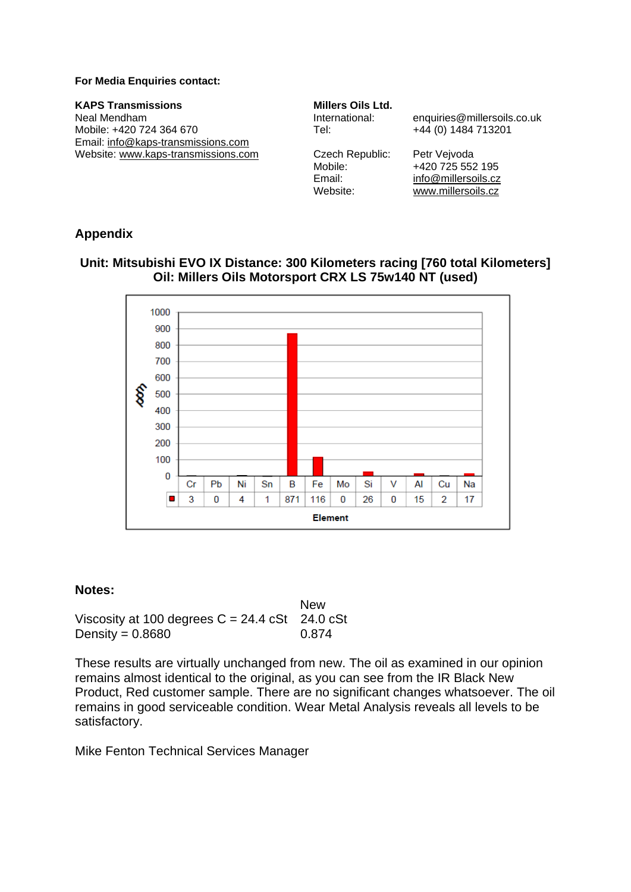**For Media Enquiries contact:**

**KAPS Transmissions**
Neal Mendham
Mobile: +420 724 364 670
Email: info@kaps-transmissions.com
Website: www.kaps-transmissions.com

**Millers Oils Ltd.**

International: enquiries@millersoils.co.uk
Tel: +44 (0) 1484 713201

Czech Republic: Petr Vejvoda
Mobile: +420 725 552 195
Email: info@millersoils.cz
Website: www.millersoils.cz

## Appendix

**Unit: Mitsubishi EVO IX Distance: 300 Kilometers racing [760 total Kilometers]**
**Oil: Millers Oils Motorsport CRX LS 75w140 NT (used)**

ppm

1000
900
800
700
600
500
400
300
200
100
0

Cr Pb Ni Sn B Fe Mo Si V Al Cu Na

3 0 4 1 871 116 0 26 0 15 2 17

Element

**Notes:**

| | New |
|---|---|
| Viscosity at 100 degrees C = 24.4 cSt | 24.0 cSt |
| Density = 0.8680 | 0.874 |

These results are virtually unchanged from new. The oil as examined in our opinion remains almost identical to the original, as you can see from the IR Black New Product, Red customer sample. There are no significant changes whatsoever. The oil remains in good serviceable condition. Wear Metal Analysis reveals all levels to be satisfactory.

Mike Fenton Technical Services Manager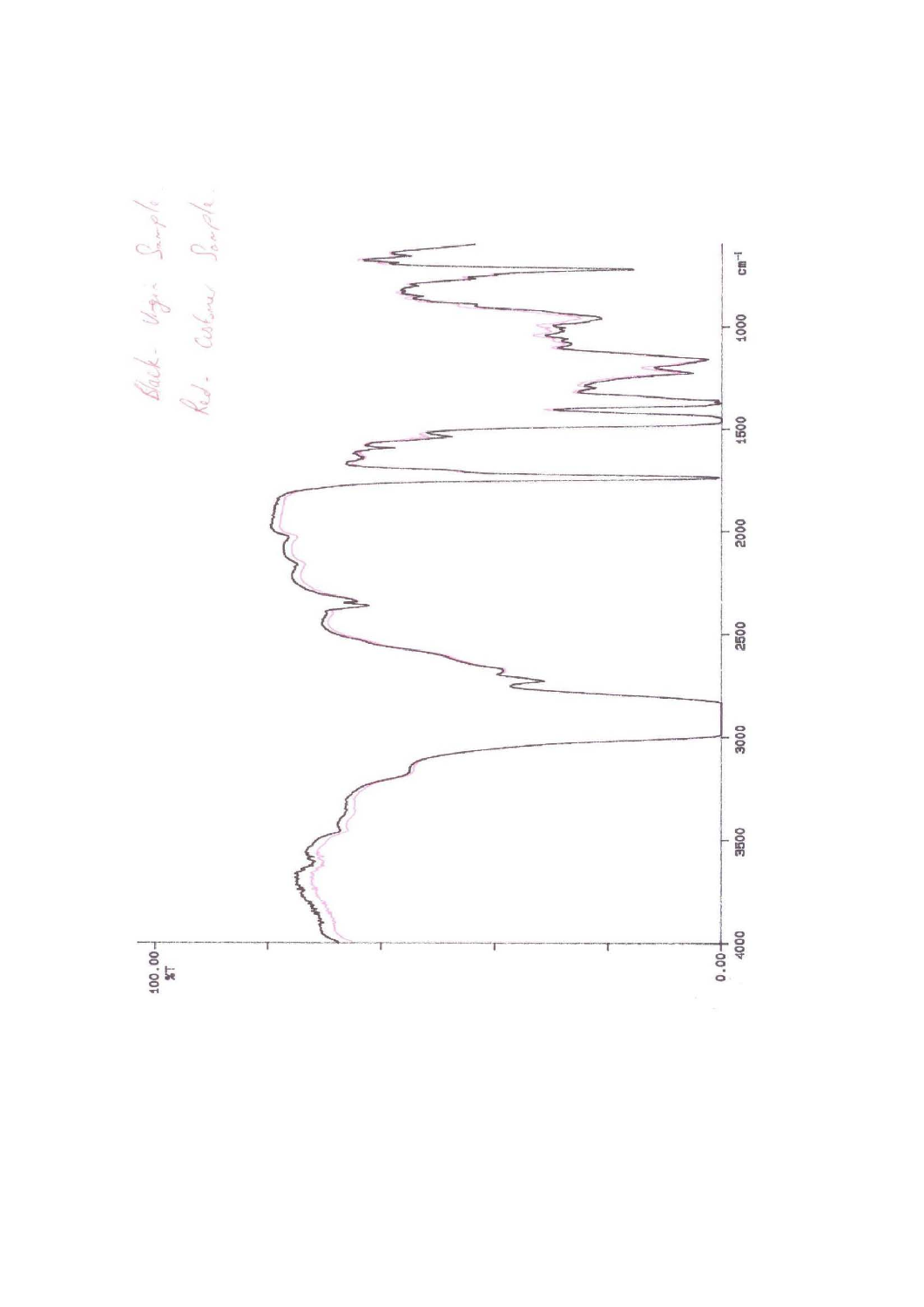Black - Virgin Sample

Red - Acetone Sample

100.00
%T

0.00

4000

3500

3000

2500

2000

1500

1000

cm$^{-1}$